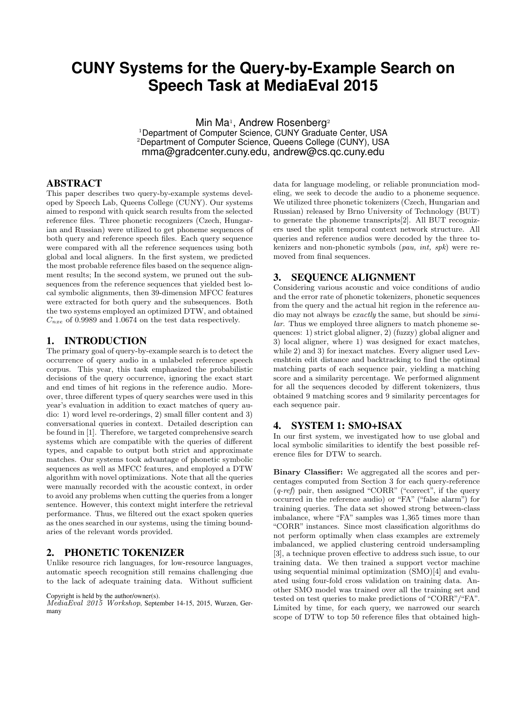# CUNY Systems for the Query-by-Example Search on Speech Task at MediaEval 2015

Min Ma[1], Andrew Rosenberg[2]
[1]Department of Computer Science, CUNY Graduate Center, USA
[2]Department of Computer Science, Queens College (CUNY), USA
mma@gradcenter.cuny.edu, andrew@cs.qc.cuny.edu

## ABSTRACT

This paper describes two query-by-example systems developed by Speech Lab, Queens College (CUNY). Our systems aimed to respond with quick search results from the selected reference files. Three phonetic recognizers (Czech, Hungarian and Russian) were utilized to get phoneme sequences of both query and reference speech files. Each query sequence were compared with all the reference sequences using both global and local aligners. In the first system, we predicted the most probable reference files based on the sequence alignment results; In the second system, we pruned out the subsequences from the reference sequences that yielded best local symbolic alignments, then 39-dimension MFCC features were extracted for both query and the subsequences. Both the two systems employed an optimized DTW, and obtained $C_{nxe}$ of 0.9989 and 1.0674 on the test data respectively.

## 1. INTRODUCTION

The primary goal of query-by-example search is to detect the occurrence of query audio in a unlabeled reference speech corpus. This year, this task emphasized the probabilistic decisions of the query occurrence, ignoring the exact start and end times of hit regions in the reference audio. Moreover, three different types of query searches were used in this year's evaluation in addition to exact matches of query audio: 1) word level re-orderings, 2) small filler content and 3) conversational queries in context. Detailed description can be found in [1]. Therefore, we targeted comprehensive search systems which are compatible with the queries of different types, and capable to output both strict and approximate matches. Our systems took advantage of phonetic symbolic sequences as well as MFCC features, and employed a DTW algorithm with novel optimizations. Note that all the queries were manually recorded with the acoustic context, in order to avoid any problems when cutting the queries from a longer sentence. However, this context might interfere the retrieval performance. Thus, we filtered out the exact spoken queries as the ones searched in our systems, using the timing boundaries of the relevant words provided.

## 2. PHONETIC TOKENIZER

Unlike resource rich languages, for low-resource languages, automatic speech recognition still remains challenging due to the lack of adequate training data. Without sufficient data for language modeling, or reliable pronunciation modeling, we seek to decode the audio to a phoneme sequence. We utilized three phonetic tokenizers (Czech, Hungarian and Russian) released by Brno University of Technology (BUT) to generate the phoneme transcripts[2]. All BUT recognizers used the split temporal context network structure. All queries and reference audios were decoded by the three tokenizers and non-phonetic symbols (*pau, int, spk*) were removed from final sequences.

## 3. SEQUENCE ALIGNMENT

Considering various acoustic and voice conditions of audio and the error rate of phonetic tokenizers, phonetic sequences from the query and the actual hit region in the reference audio may not always be *exactly* the same, but should be *similar*. Thus we employed three aligners to match phoneme sequences: 1) strict global aligner, 2) (fuzzy) global aligner and 3) local aligner, where 1) was designed for exact matches, while 2) and 3) for inexact matches. Every aligner used Levenshtein edit distance and backtracking to find the optimal matching parts of each sequence pair, yielding a matching score and a similarity percentage. We performed alignment for all the sequences decoded by different tokenizers, thus obtained 9 matching scores and 9 similarity percentages for each sequence pair.

## 4. SYSTEM 1: SMO+ISAX

In our first system, we investigated how to use global and local symbolic similarities to identify the best possible reference files for DTW to search.

**Binary Classifier:** We aggregated all the scores and percentages computed from Section 3 for each query-reference (*q-ref*) pair, then assigned "CORR" ("correct", if the query occurred in the reference audio) or "FA" ("false alarm") for training queries. The data set showed strong between-class imbalance, where "FA" samples was 1,365 times more than "CORR" instances. Since most classification algorithms do not perform optimally when class examples are extremely imbalanced, we applied clustering centroid undersampling [3], a technique proven effective to address such issue, to our training data. We then trained a support vector machine using sequential minimal optimization (SMO)[4] and evaluated using four-fold cross validation on training data. Another SMO model was trained over all the training set and tested on test queries to make predictions of "CORR"/"FA". Limited by time, for each query, we narrowed our search scope of DTW to top 50 reference files that obtained high-

Copyright is held by the author/owner(s).
*MediaEval 2015 Workshop*, September 14-15, 2015, Wurzen, Germany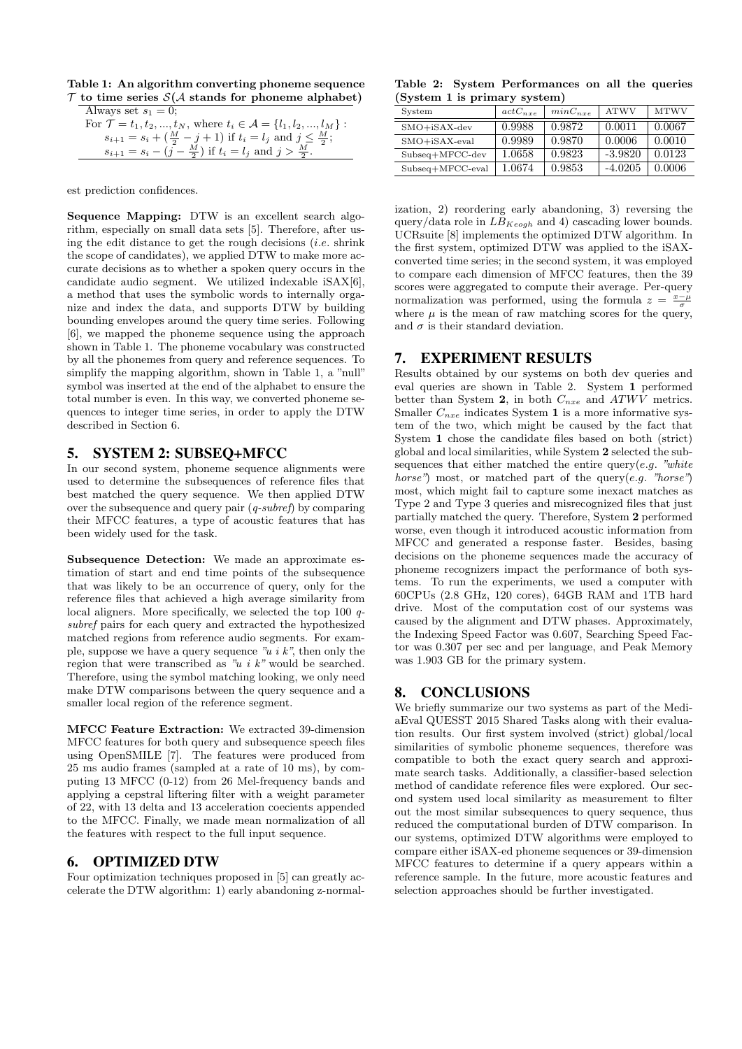**Table 1: An algorithm converting phoneme sequence $\mathcal{T}$ to time series $\mathcal{S}$($\mathcal{A}$ stands for phoneme alphabet)**

Always set $s_1 = 0$;
For $\mathcal{T} = t_1, t_2, ..., t_N$, where $t_i \in \mathcal{A} = \{l_1, l_2, ..., l_M\}$ :
$s_{i+1} = s_i + (\frac{M}{2} - j + 1)$ if $t_i = l_j$ and $j \leq \frac{M}{2}$;
$s_{i+1} = s_i - (j - \frac{M}{2})$ if $t_i = l_j$ and $j > \frac{M}{2}$.

est prediction confidences.

**Sequence Mapping:** DTW is an excellent search algorithm, especially on small data sets [5]. Therefore, after using the edit distance to get the rough decisions (*i.e.* shrink the scope of candidates), we applied DTW to make more accurate decisions as to whether a spoken query occurs in the candidate audio segment. We utilized **i**ndexable iSAX[6], a method that uses the symbolic words to internally organize and index the data, and supports DTW by building bounding envelopes around the query time series. Following [6], we mapped the phoneme sequence using the approach shown in Table 1. The phoneme vocabulary was constructed by all the phonemes from query and reference sequences. To simplify the mapping algorithm, shown in Table 1, a "null" symbol was inserted at the end of the alphabet to ensure the total number is even. In this way, we converted phoneme sequences to integer time series, in order to apply the DTW described in Section 6.

## 5. SYSTEM 2: SUBSEQ+MFCC

In our second system, phoneme sequence alignments were used to determine the subsequences of reference files that best matched the query sequence. We then applied DTW over the subsequence and query pair (*q-subref*) by comparing their MFCC features, a type of acoustic features that has been widely used for the task.

**Subsequence Detection:** We made an approximate estimation of start and end time points of the subsequence that was likely to be an occurrence of query, only for the reference files that achieved a high average similarity from local aligners. More specifically, we selected the top 100 *q-subref* pairs for each query and extracted the hypothesized matched regions from reference audio segments. For example, suppose we have a query sequence *"u i k"*, then only the region that were transcribed as *"u i k"* would be searched. Therefore, using the symbol matching looking, we only need make DTW comparisons between the query sequence and a smaller local region of the reference segment.

**MFCC Feature Extraction:** We extracted 39-dimension MFCC features for both query and subsequence speech files using OpenSMILE [7]. The features were produced from 25 ms audio frames (sampled at a rate of 10 ms), by computing 13 MFCC (0-12) from 26 Mel-frequency bands and applying a cepstral liftering filter with a weight parameter of 22, with 13 delta and 13 acceleration coecients appended to the MFCC. Finally, we made mean normalization of all the features with respect to the full input sequence.

## 6. OPTIMIZED DTW

Four optimization techniques proposed in [5] can greatly accelerate the DTW algorithm: 1) early abandoning z-normalization, 2) reordering early abandoning, 3) reversing the query/data role in $LB_{Keogh}$ and 4) cascading lower bounds. UCRsuite [8] implements the optimized DTW algorithm. In the first system, optimized DTW was applied to the iSAX-converted time series; in the second system, it was employed to compare each dimension of MFCC features, then the 39 scores were aggregated to compute their average. Per-query normalization was performed, using the formula $z = \frac{x-\mu}{\sigma}$ where $\mu$ is the mean of raw matching scores for the query, and $\sigma$ is their standard deviation.

**Table 2: System Performances on all the queries (System 1 is primary system)**

| System | $actC_{nxe}$ | $minC_{nxe}$ | ATWV | MTWV |
|---|---|---|---|---|
| SMO+iSAX-dev | 0.9988 | 0.9872 | 0.0011 | 0.0067 |
| SMO+iSAX-eval | 0.9989 | 0.9870 | 0.0006 | 0.0010 |
| Subseq+MFCC-dev | 1.0658 | 0.9823 | -3.9820 | 0.0123 |
| Subseq+MFCC-eval | 1.0674 | 0.9853 | -4.0205 | 0.0006 |

## 7. EXPERIMENT RESULTS

Results obtained by our systems on both dev queries and eval queries are shown in Table 2. System **1** performed better than System **2**, in both $C_{nxe}$ and $ATWV$ metrics. Smaller $C_{nxe}$ indicates System **1** is a more informative system of the two, which might be caused by the fact that System **1** chose the candidate files based on both (strict) global and local similarities, while System **2** selected the subsequences that either matched the entire query(*e.g. "white horse"*) most, or matched part of the query(*e.g. "horse"*) most, which might fail to capture some inexact matches as Type 2 and Type 3 queries and misrecognized files that just partially matched the query. Therefore, System **2** performed worse, even though it introduced acoustic information from MFCC and generated a response faster. Besides, basing decisions on the phoneme sequences made the accuracy of phoneme recognizers impact the performance of both systems. To run the experiments, we used a computer with 60CPUs (2.8 GHz, 120 cores), 64GB RAM and 1TB hard drive. Most of the computation cost of our systems was caused by the alignment and DTW phases. Approximately, the Indexing Speed Factor was 0.607, Searching Speed Factor was 0.307 per sec and per language, and Peak Memory was 1.903 GB for the primary system.

## 8. CONCLUSIONS

We briefly summarize our two systems as part of the MediaEval QUESST 2015 Shared Tasks along with their evaluation results. Our first system involved (strict) global/local similarities of symbolic phoneme sequences, therefore was compatible to both the exact query search and approximate search tasks. Additionally, a classifier-based selection method of candidate reference files were explored. Our second system used local similarity as measurement to filter out the most similar subsequences to query sequence, thus reduced the computational burden of DTW comparison. In our systems, optimized DTW algorithms were employed to compare either iSAX-ed phoneme sequences or 39-dimension MFCC features to determine if a query appears within a reference sample. In the future, more acoustic features and selection approaches should be further investigated.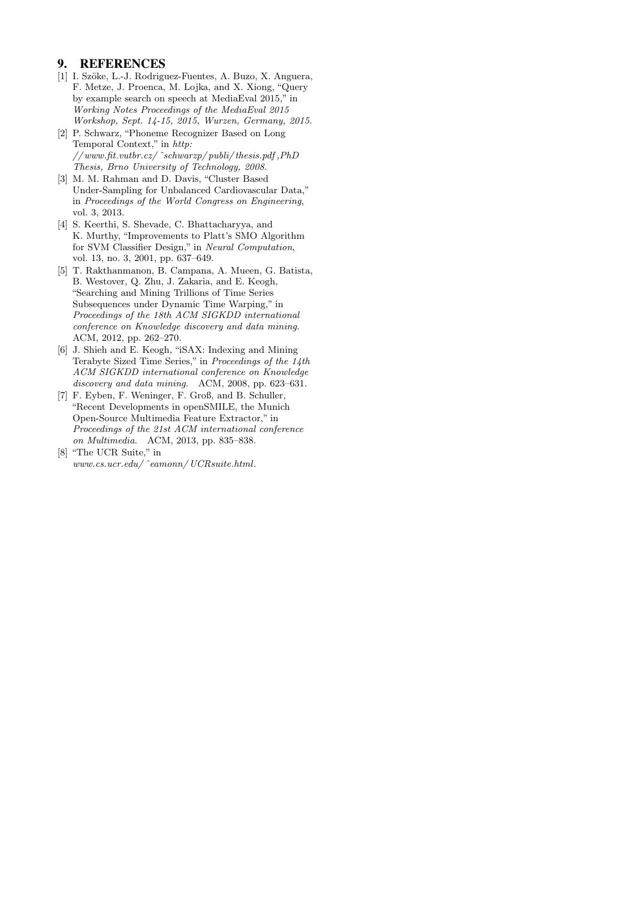## 9. REFERENCES

[1] I. Szöke, L.-J. Rodriguez-Fuentes, A. Buzo, X. Anguera, F. Metze, J. Proenca, M. Lojka, and X. Xiong, "Query by example search on speech at MediaEval 2015," in *Working Notes Proceedings of the MediaEval 2015 Workshop, Sept. 14-15, 2015, Wurzen, Germany, 2015.*

[2] P. Schwarz, "Phoneme Recognizer Based on Long Temporal Context," in *http://www.fit.vutbr.cz/˜schwarzp/publi/thesis.pdf ,PhD Thesis, Brno University of Technology, 2008.*

[3] M. M. Rahman and D. Davis, "Cluster Based Under-Sampling for Unbalanced Cardiovascular Data," in *Proceedings of the World Congress on Engineering*, vol. 3, 2013.

[4] S. Keerthi, S. Shevade, C. Bhattacharyya, and K. Murthy, "Improvements to Platt's SMO Algorithm for SVM Classifier Design," in *Neural Computation*, vol. 13, no. 3, 2001, pp. 637–649.

[5] T. Rakthanmanon, B. Campana, A. Mueen, G. Batista, B. Westover, Q. Zhu, J. Zakaria, and E. Keogh, "Searching and Mining Trillions of Time Series Subsequences under Dynamic Time Warping," in *Proceedings of the 18th ACM SIGKDD international conference on Knowledge discovery and data mining*. ACM, 2012, pp. 262–270.

[6] J. Shieh and E. Keogh, "iSAX: Indexing and Mining Terabyte Sized Time Series," in *Proceedings of the 14th ACM SIGKDD international conference on Knowledge discovery and data mining*. ACM, 2008, pp. 623–631.

[7] F. Eyben, F. Weninger, F. Groß, and B. Schuller, "Recent Developments in openSMILE, the Munich Open-Source Multimedia Feature Extractor," in *Proceedings of the 21st ACM international conference on Multimedia*. ACM, 2013, pp. 835–838.

[8] "The UCR Suite," in *www.cs.ucr.edu/˜eamonn/UCRsuite.html*.